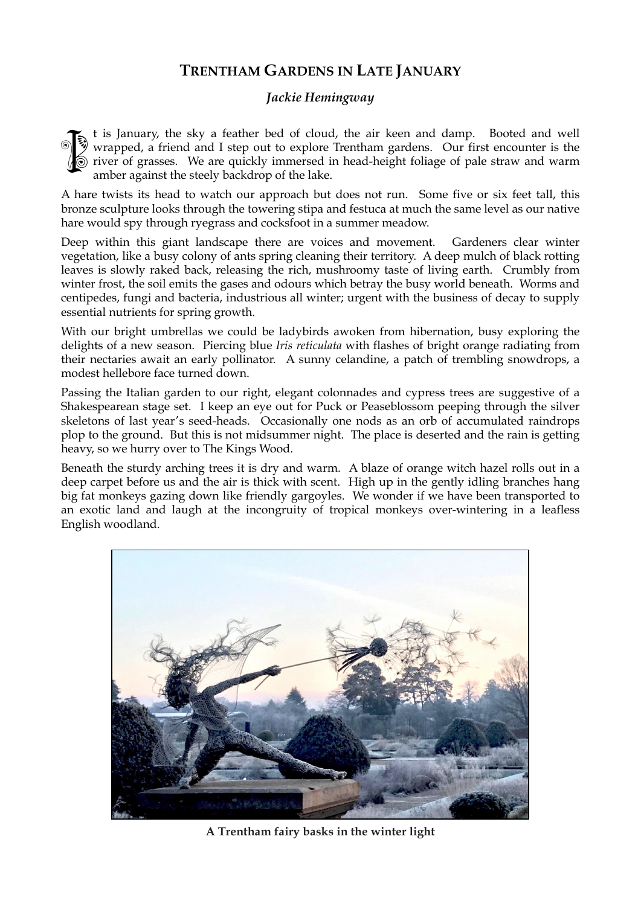# Trentham Gardens in Late January

***Jackie Hemingway***

It is January, the sky a feather bed of cloud, the air keen and damp. Booted and well wrapped, a friend and I step out to explore Trentham gardens. Our first encounter is the river of grasses. We are quickly immersed in head-height foliage of pale straw and warm amber against the steely backdrop of the lake.

A hare twists its head to watch our approach but does not run. Some five or six feet tall, this bronze sculpture looks through the towering stipa and festuca at much the same level as our native hare would spy through ryegrass and cocksfoot in a summer meadow.

Deep within this giant landscape there are voices and movement. Gardeners clear winter vegetation, like a busy colony of ants spring cleaning their territory. A deep mulch of black rotting leaves is slowly raked back, releasing the rich, mushroomy taste of living earth. Crumbly from winter frost, the soil emits the gases and odours which betray the busy world beneath. Worms and centipedes, fungi and bacteria, industrious all winter; urgent with the business of decay to supply essential nutrients for spring growth.

With our bright umbrellas we could be ladybirds awoken from hibernation, busy exploring the delights of a new season. Piercing blue *Iris reticulata* with flashes of bright orange radiating from their nectaries await an early pollinator. A sunny celandine, a patch of trembling snowdrops, a modest hellebore face turned down.

Passing the Italian garden to our right, elegant colonnades and cypress trees are suggestive of a Shakespearean stage set. I keep an eye out for Puck or Peaseblossom peeping through the silver skeletons of last year's seed-heads. Occasionally one nods as an orb of accumulated raindrops plop to the ground. But this is not midsummer night. The place is deserted and the rain is getting heavy, so we hurry over to The Kings Wood.

Beneath the sturdy arching trees it is dry and warm. A blaze of orange witch hazel rolls out in a deep carpet before us and the air is thick with scent. High up in the gently idling branches hang big fat monkeys gazing down like friendly gargoyles. We wonder if we have been transported to an exotic land and laugh at the incongruity of tropical monkeys over-wintering in a leafless English woodland.

**A Trentham fairy basks in the winter light**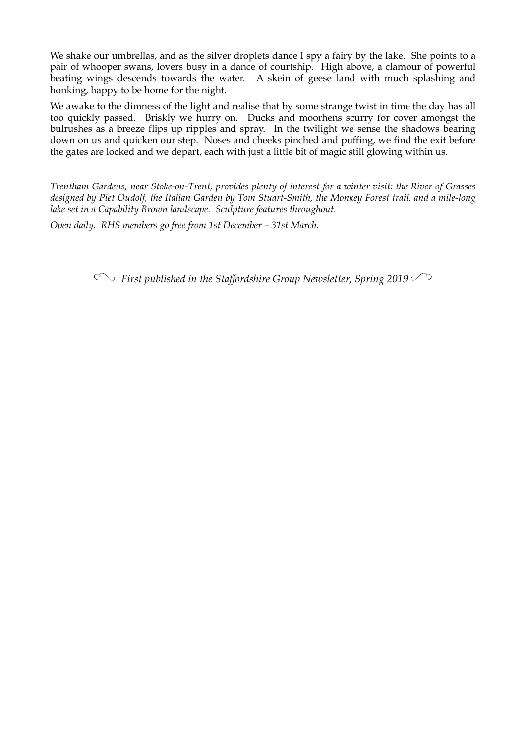We shake our umbrellas, and as the silver droplets dance I spy a fairy by the lake. She points to a pair of whooper swans, lovers busy in a dance of courtship. High above, a clamour of powerful beating wings descends towards the water. A skein of geese land with much splashing and honking, happy to be home for the night.

We awake to the dimness of the light and realise that by some strange twist in time the day has all too quickly passed. Briskly we hurry on. Ducks and moorhens scurry for cover amongst the bulrushes as a breeze flips up ripples and spray. In the twilight we sense the shadows bearing down on us and quicken our step. Noses and cheeks pinched and puffing, we find the exit before the gates are locked and we depart, each with just a little bit of magic still glowing within us.

*Trentham Gardens, near Stoke-on-Trent, provides plenty of interest for a winter visit: the River of Grasses designed by Piet Oudolf, the Italian Garden by Tom Stuart-Smith, the Monkey Forest trail, and a mile-long lake set in a Capability Brown landscape. Sculpture features throughout.*

*Open daily. RHS members go free from 1st December – 31st March.*

*First published in the Staffordshire Group Newsletter, Spring 2019*